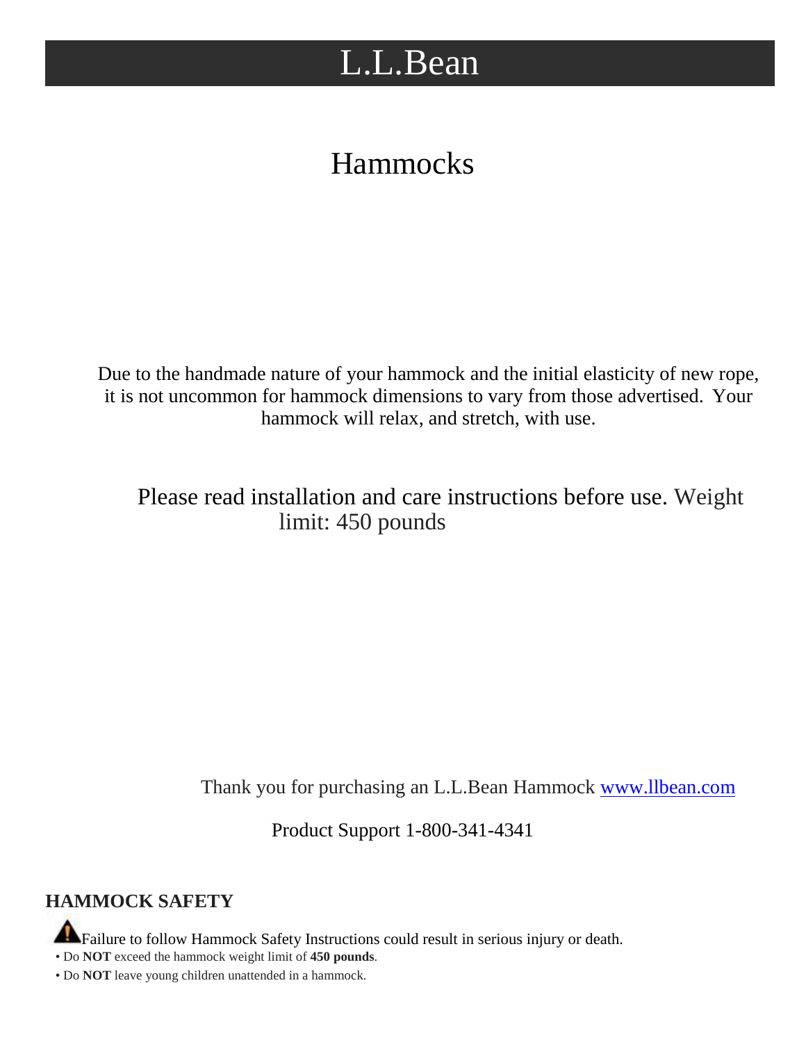# L.L.Bean

## Hammocks

Due to the handmade nature of your hammock and the initial elasticity of new rope, it is not uncommon for hammock dimensions to vary from those advertised. Your hammock will relax, and stretch, with use.

Please read installation and care instructions before use. Weight limit: 450 pounds

Thank you for purchasing an L.L.Bean Hammock www.llbean.com

Product Support 1-800-341-4341

**HAMMOCK SAFETY**

⚠ Failure to follow Hammock Safety Instructions could result in serious injury or death.

- Do **NOT** exceed the hammock weight limit of **450 pounds**.
- Do **NOT** leave young children unattended in a hammock.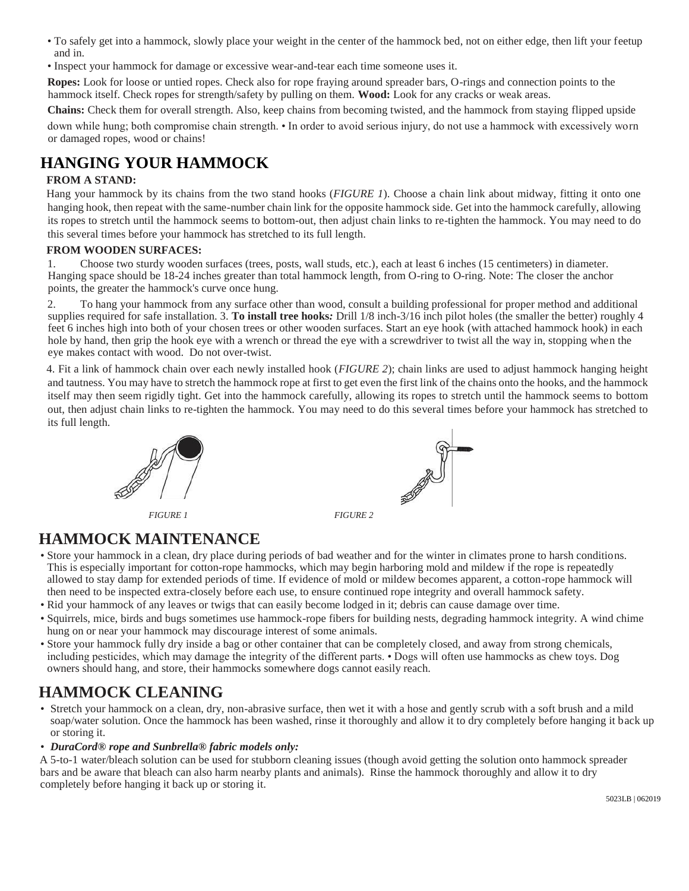- To safely get into a hammock, slowly place your weight in the center of the hammock bed, not on either edge, then lift your feetup and in.
- Inspect your hammock for damage or excessive wear-and-tear each time someone uses it.

**Ropes:** Look for loose or untied ropes. Check also for rope fraying around spreader bars, O-rings and connection points to the hammock itself. Check ropes for strength/safety by pulling on them. **Wood:** Look for any cracks or weak areas.

**Chains:** Check them for overall strength. Also, keep chains from becoming twisted, and the hammock from staying flipped upside down while hung; both compromise chain strength. • In order to avoid serious injury, do not use a hammock with excessively worn or damaged ropes, wood or chains!

# HANGING YOUR HAMMOCK

**FROM A STAND:**

Hang your hammock by its chains from the two stand hooks (*FIGURE 1*). Choose a chain link about midway, fitting it onto one hanging hook, then repeat with the same-number chain link for the opposite hammock side. Get into the hammock carefully, allowing its ropes to stretch until the hammock seems to bottom-out, then adjust chain links to re-tighten the hammock. You may need to do this several times before your hammock has stretched to its full length.

**FROM WOODEN SURFACES:**

1. Choose two sturdy wooden surfaces (trees, posts, wall studs, etc.), each at least 6 inches (15 centimeters) in diameter. Hanging space should be 18-24 inches greater than total hammock length, from O-ring to O-ring. Note: The closer the anchor points, the greater the hammock's curve once hung.

2. To hang your hammock from any surface other than wood, consult a building professional for proper method and additional supplies required for safe installation. 3. **To install tree hooks*:*** Drill 1/8 inch-3/16 inch pilot holes (the smaller the better) roughly 4 feet 6 inches high into both of your chosen trees or other wooden surfaces. Start an eye hook (with attached hammock hook) in each hole by hand, then grip the hook eye with a wrench or thread the eye with a screwdriver to twist all the way in, stopping when the eye makes contact with wood. Do not over-twist.

4. Fit a link of hammock chain over each newly installed hook (*FIGURE 2*); chain links are used to adjust hammock hanging height and tautness. You may have to stretch the hammock rope at first to get even the first link of the chains onto the hooks, and the hammock itself may then seem rigidly tight. Get into the hammock carefully, allowing its ropes to stretch until the hammock seems to bottom out, then adjust chain links to re-tighten the hammock. You may need to do this several times before your hammock has stretched to its full length.

*FIGURE 1*

*FIGURE 2*

# HAMMOCK MAINTENANCE

- Store your hammock in a clean, dry place during periods of bad weather and for the winter in climates prone to harsh conditions. This is especially important for cotton-rope hammocks, which may begin harboring mold and mildew if the rope is repeatedly allowed to stay damp for extended periods of time. If evidence of mold or mildew becomes apparent, a cotton-rope hammock will then need to be inspected extra-closely before each use, to ensure continued rope integrity and overall hammock safety.
- Rid your hammock of any leaves or twigs that can easily become lodged in it; debris can cause damage over time.
- Squirrels, mice, birds and bugs sometimes use hammock-rope fibers for building nests, degrading hammock integrity. A wind chime hung on or near your hammock may discourage interest of some animals.
- Store your hammock fully dry inside a bag or other container that can be completely closed, and away from strong chemicals, including pesticides, which may damage the integrity of the different parts. • Dogs will often use hammocks as chew toys. Dog owners should hang, and store, their hammocks somewhere dogs cannot easily reach.

# HAMMOCK CLEANING

- Stretch your hammock on a clean, dry, non-abrasive surface, then wet it with a hose and gently scrub with a soft brush and a mild soap/water solution. Once the hammock has been washed, rinse it thoroughly and allow it to dry completely before hanging it back up or storing it.
- ***DuraCord® rope and Sunbrella® fabric models only:***

A 5-to-1 water/bleach solution can be used for stubborn cleaning issues (though avoid getting the solution onto hammock spreader bars and be aware that bleach can also harm nearby plants and animals). Rinse the hammock thoroughly and allow it to dry completely before hanging it back up or storing it.

5023LB | 062019